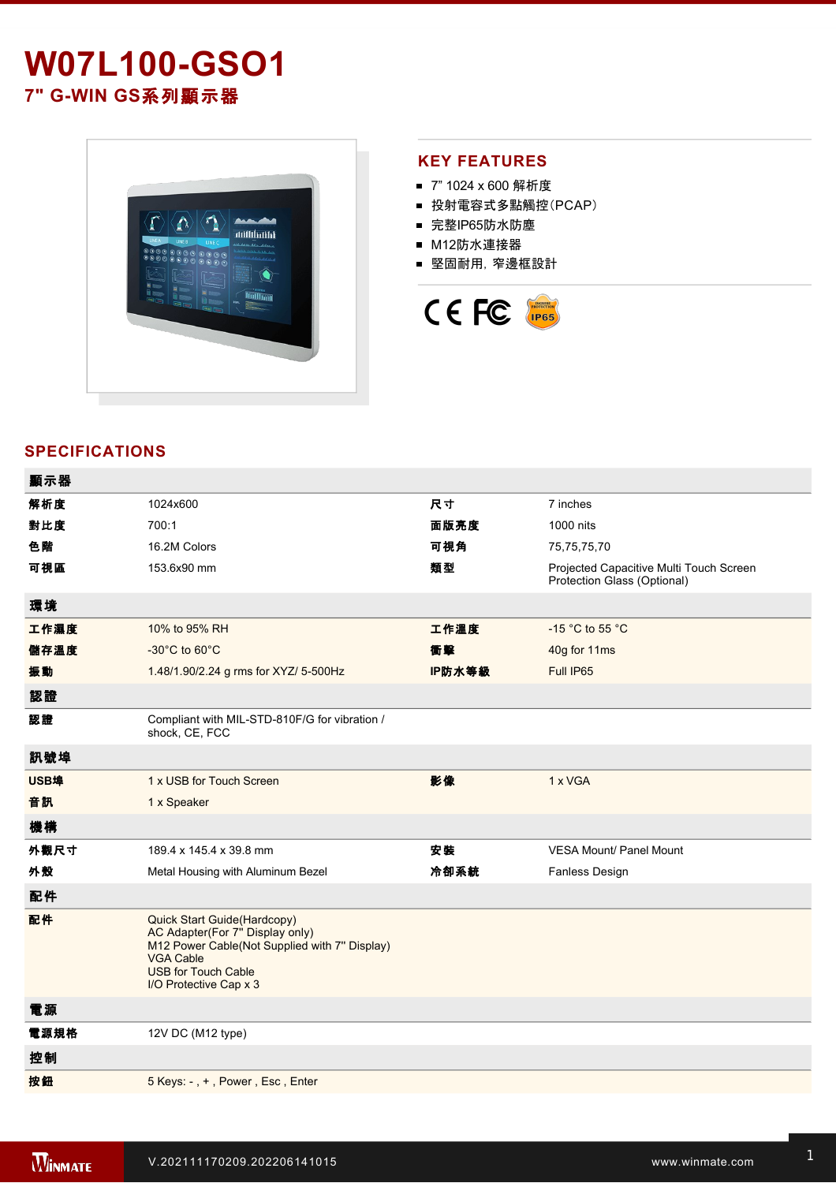# W07L100-GSO1

## 7" G-WIN GS系列顯示器

## KEY FEATURES

- 7" 1024 x 600 解析度
- 投射電容式多點觸控(PCAP)
- 完整IP65防水防塵
- M12防水連接器
- 堅固耐用, 窄邊框設計

## SPECIFICATIONS

| 顯示器 | | | |
|---|---|---|---|
| 解析度 | 1024x600 | 尺寸 | 7 inches |
| 對比度 | 700:1 | 面版亮度 | 1000 nits |
| 色階 | 16.2M Colors | 可視角 | 75,75,75,70 |
| 可視區 | 153.6x90 mm | 類型 | Projected Capacitive Multi Touch Screen Protection Glass (Optional) |
| **環境** | | | |
| 工作濕度 | 10% to 95% RH | 工作溫度 | -15 °C to 55 °C |
| 儲存溫度 | -30°C to 60°C | 衝擊 | 40g for 11ms |
| 振動 | 1.48/1.90/2.24 g rms for XYZ/ 5-500Hz | IP防水等級 | Full IP65 |
| **認證** | | | |
| 認證 | Compliant with MIL-STD-810F/G for vibration / shock, CE, FCC | | |
| **訊號埠** | | | |
| USB埠 | 1 x USB for Touch Screen | 影像 | 1 x VGA |
| 音訊 | 1 x Speaker | | |
| **機構** | | | |
| 外觀尺寸 | 189.4 x 145.4 x 39.8 mm | 安裝 | VESA Mount/ Panel Mount |
| 外殼 | Metal Housing with Aluminum Bezel | 冷卻系統 | Fanless Design |
| **配件** | | | |
| 配件 | Quick Start Guide(Hardcopy)<br>AC Adapter(For 7" Display only)<br>M12 Power Cable(Not Supplied with 7" Display)<br>VGA Cable<br>USB for Touch Cable<br>I/O Protective Cap x 3 | | |
| **電源** | | | |
| 電源規格 | 12V DC (M12 type) | | |
| **控制** | | | |
| 按鈕 | 5 Keys: - , + , Power , Esc , Enter | | |

V.202111170209.202206141015

www.winmate.com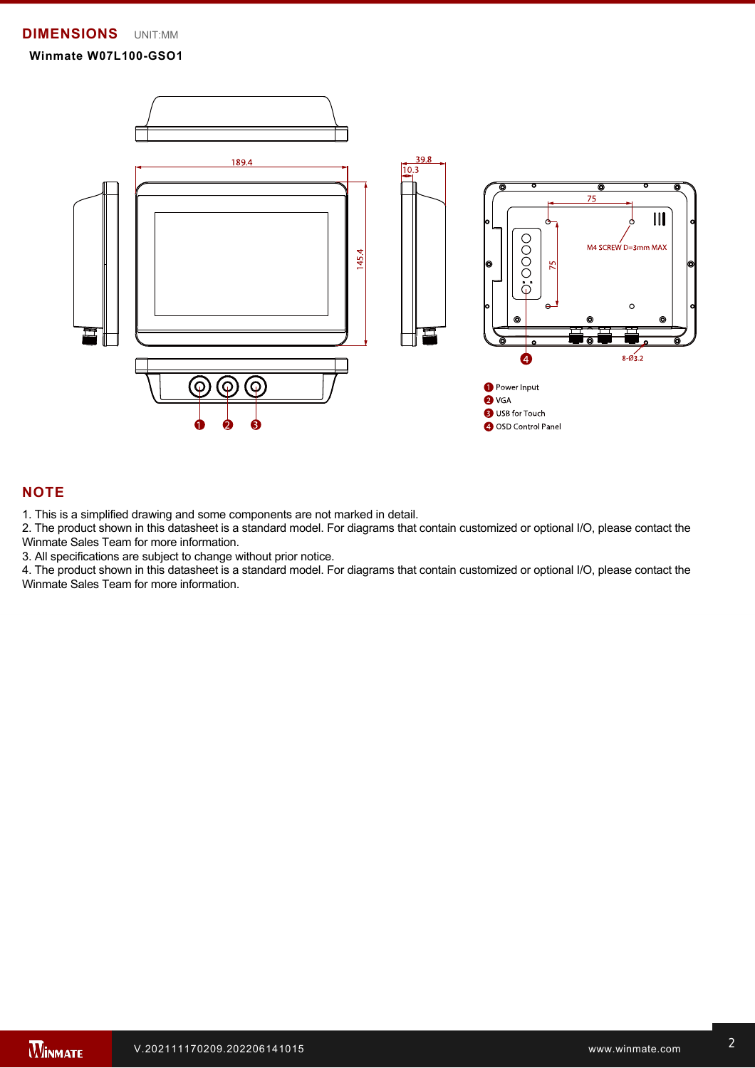## DIMENSIONS UNIT:MM

**Winmate W07L100-GSO1**

189.4

145.4

39.8

10.3

75

75

M4 SCREW D=3mm MAX

8-Ø3.2

1 Power Input
2 VGA
3 USB for Touch
4 OSD Control Panel

## NOTE

1. This is a simplified drawing and some components are not marked in detail.
2. The product shown in this datasheet is a standard model. For diagrams that contain customized or optional I/O, please contact the Winmate Sales Team for more information.
3. All specifications are subject to change without prior notice.
4. The product shown in this datasheet is a standard model. For diagrams that contain customized or optional I/O, please contact the Winmate Sales Team for more information.